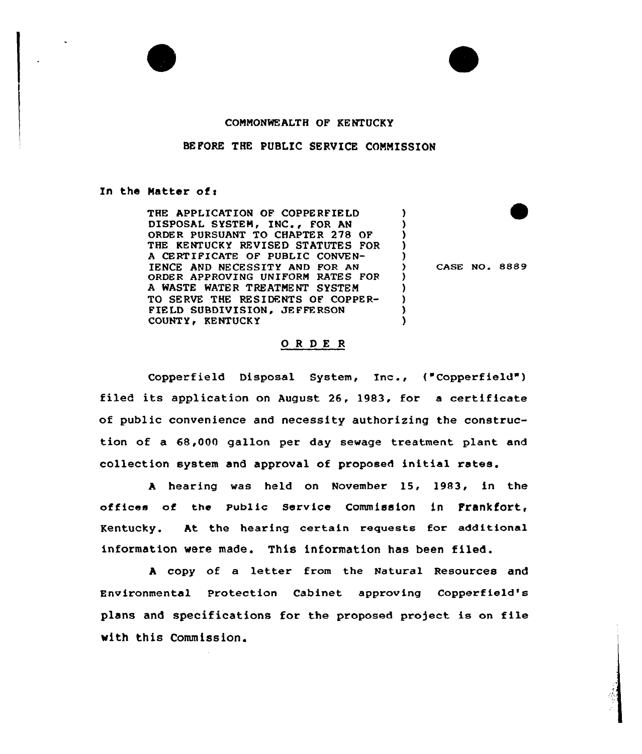COMMONWEALTH OF KENTUCKY

BEFORE THE PUBLIC SERVICE COMMISSION

In the Matter of:

| | | |
|---|---|---|
| THE APPLICATION OF COPPERFIELD DISPOSAL SYSTEM, INC., FOR AN ORDER PURSUANT TO CHAPTER 278 OF THE KENTUCKY REVISED STATUTES FOR A CERTIFICATE OF PUBLIC CONVENIENCE AND NECESSITY AND FOR AN ORDER APPROVING UNIFORM RATES FOR A WASTE WATER TREATMENT SYSTEM TO SERVE THE RESIDENTS OF COPPERFIELD SUBDIVISION, JEFFERSON COUNTY, KENTUCKY | ) | CASE NO. 8889 |

## O R D E R

Copperfield Disposal System, Inc., ("Copperfield") filed its application on August 26, 1983, for a certificate of public convenience and necessity authorizing the construction of a 68,000 gallon per day sewage treatment plant and collection system and approval of proposed initial rates.

A hearing was held on November 15, 1983, in the offices of the Public Service Commission in Frankfort, Kentucky. At the hearing certain requests for additional information were made. This information has been filed.

A copy of a letter from the Natural Resources and Environmental Protection Cabinet approving Copperfield's plans and specifications for the proposed project is on file with this Commission.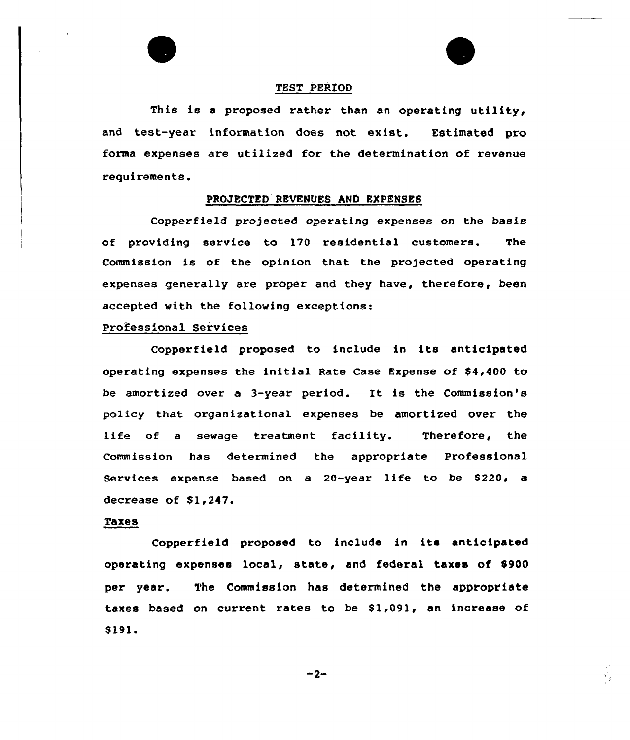## TEST PERIOD

This is a proposed rather than an operating utility, and test-year information does not exist. Estimated pro forma expenses are utilized for the determination of revenue requirements.

## PROJECTED REVENUES AND EXPENSES

Copperfield projected operating expenses on the basis of providing service to 170 residential customers. The Commission is of the opinion that the projected operating expenses generally are proper and they have, therefore, been accepted with the following exceptions:

### Professional Services

Copperfield proposed to include in its anticipated operating expenses the initial Rate Case Expense of $4,400 to be amortized over a 3-year period. It is the Commission's policy that organizational expenses be amortized over the life of a sewage treatment facility. Therefore, the Commission has determined the appropriate Professional Services expense based on a 20-year life to be $220, a decrease of $1,247.

### Taxes

Copperfield proposed to include in its anticipated operating expenses local, state, and federal taxes of $900 per year. The Commission has determined the appropriate taxes based on current rates to be $1,091, an increase of $191.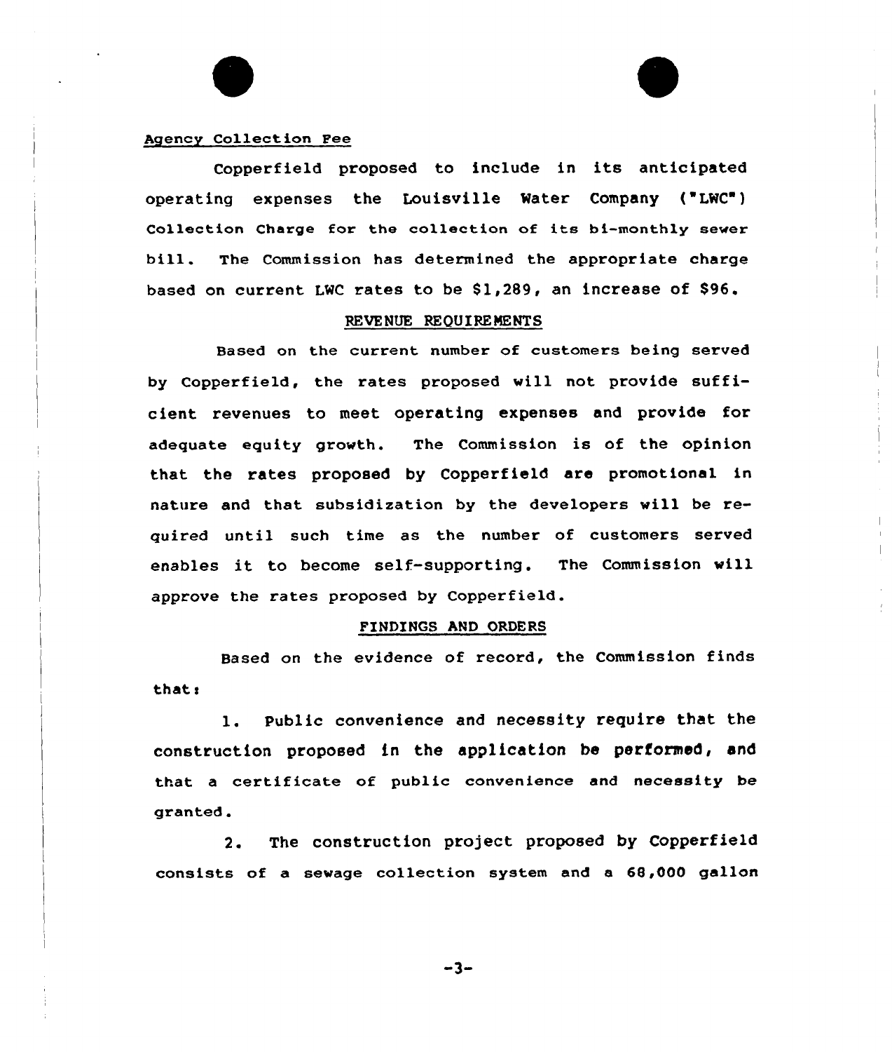Agency Collection Fee

Copperfield proposed to include in its anticipated operating expenses the Louisville Water Company ("LWC") Collection Charge for the collection of its bi-monthly sewer bill. The Commission has determined the appropriate charge based on current LWC rates to be $1,289, an increase of $96.

## REVENUE REQUIREMENTS

Based on the current number of customers being served by Copperfield, the rates proposed will not provide sufficient revenues to meet operating expenses and provide for adequate equity growth. The Commission is of the opinion that the rates proposed by Copperfield are promotional in nature and that subsidization by the developers will be required until such time as the number of customers served enables it to become self-supporting. The Commission will approve the rates proposed by Copperfield.

## FINDINGS AND ORDERS

Based on the evidence of record, the Commission finds that:

1. Public convenience and necessity require that the construction proposed in the application be performed, and that a certificate of public convenience and necessity be granted.

2. The construction project proposed by Copperfield consists of a sewage collection system and a 68,000 gallon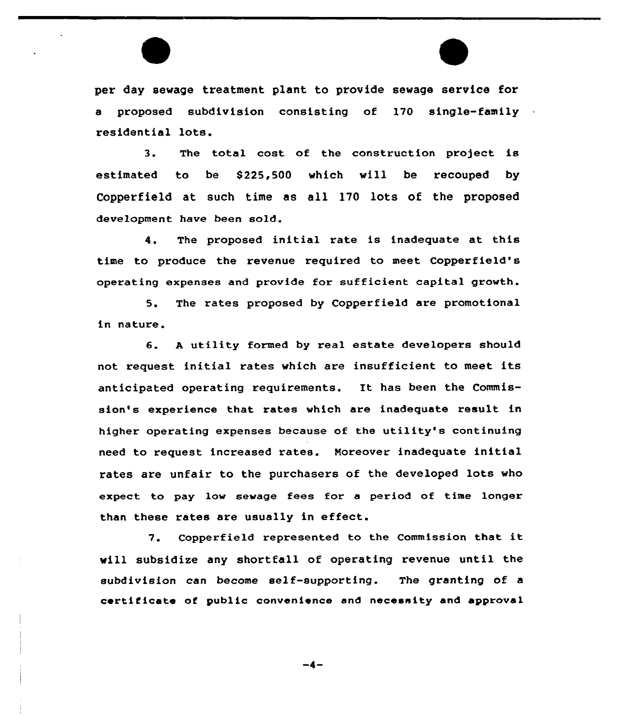per day sewage treatment plant to provide sewage service for a proposed subdivision consisting of 170 single-family residential lots.

3. The total cost of the construction project is estimated to be $225,500 which will be recouped by Copperfield at such time as all 170 lots of the proposed development have been sold.

4. The proposed initial rate is inadequate at this time to produce the revenue required to meet Copperfield's operating expenses and provide for sufficient capital growth.

5. The rates proposed by Copperfield are promotional in nature.

6. A utility formed by real estate developers should not request initial rates which are insufficient to meet its anticipated operating requirements. It has been the Commission's experience that rates which are inadequate result in higher operating expenses because of the utility's continuing need to request increased rates. Moreover inadequate initial rates are unfair to the purchasers of the developed lots who expect to pay low sewage fees for a period of time longer than these rates are usually in effect.

7. Copperfield represented to the Commission that it will subsidize any shortfall of operating revenue until the subdivision can become self-supporting. The granting of a certificate of public convenience and necessity and approval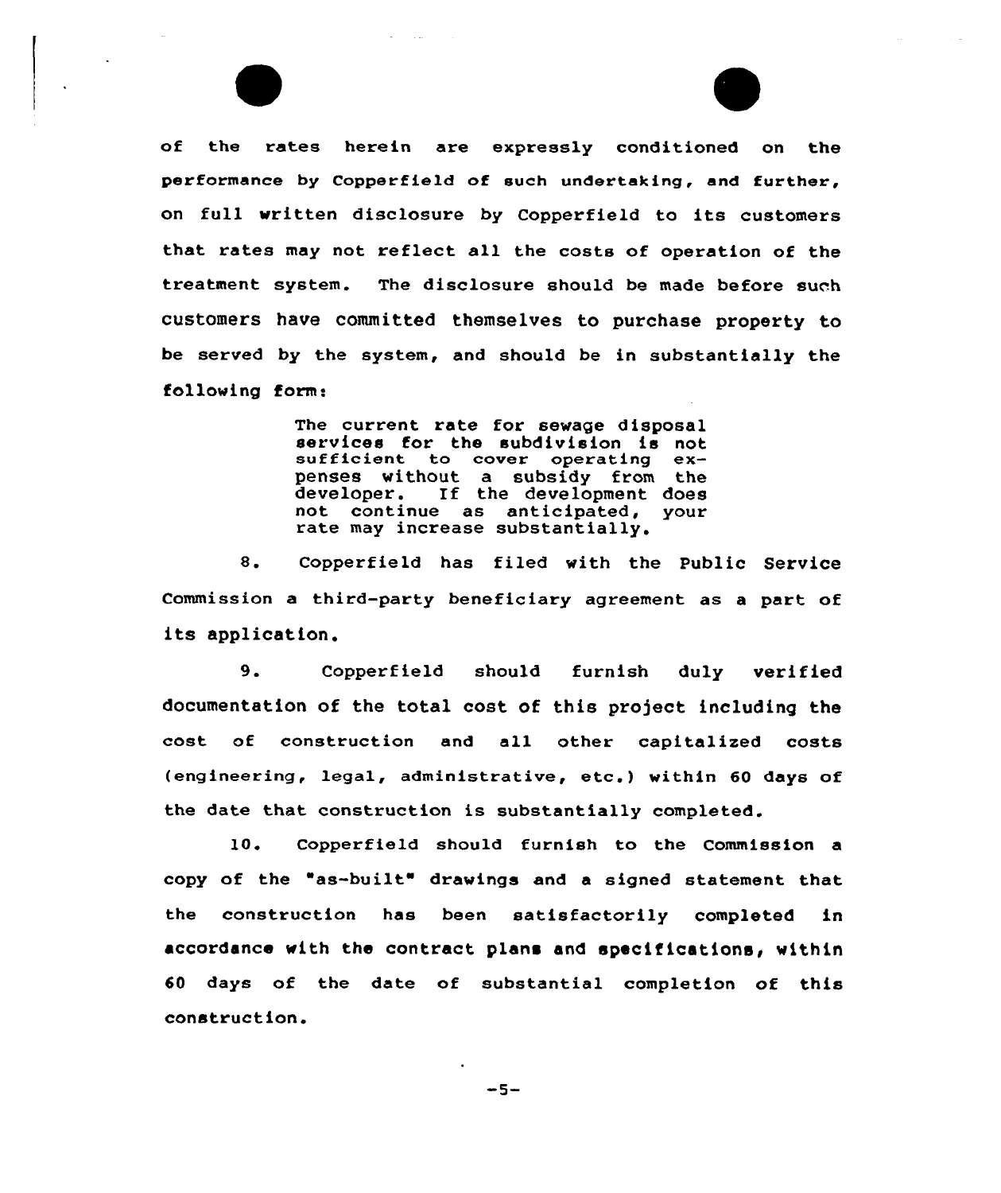of the rates herein are expressly conditioned on the performance by Copperfield of such undertaking, and further, on full written disclosure by Copperfield to its customers that rates may not reflect all the costs of operation of the treatment system. The disclosure should be made before such customers have committed themselves to purchase property to be served by the system, and should be in substantially the following form:

> The current rate for sewage disposal services for the subdivision is not sufficient to cover operating expenses without a subsidy from the developer. If the development does not continue as anticipated, your rate may increase substantially.

8. Copperfield has filed with the Public Service Commission a third-party beneficiary agreement as a part of its application.

9. Copperfield should furnish duly verified documentation of the total cost of this project including the cost of construction and all other capitalized costs (engineering, legal, administrative, etc.) within 60 days of the date that construction is substantially completed.

10. Copperfield should furnish to the Commission a copy of the "as-built" drawings and a signed statement that the construction has been satisfactorily completed in accordance with the contract plans and specifications, within 60 days of the date of substantial completion of this construction.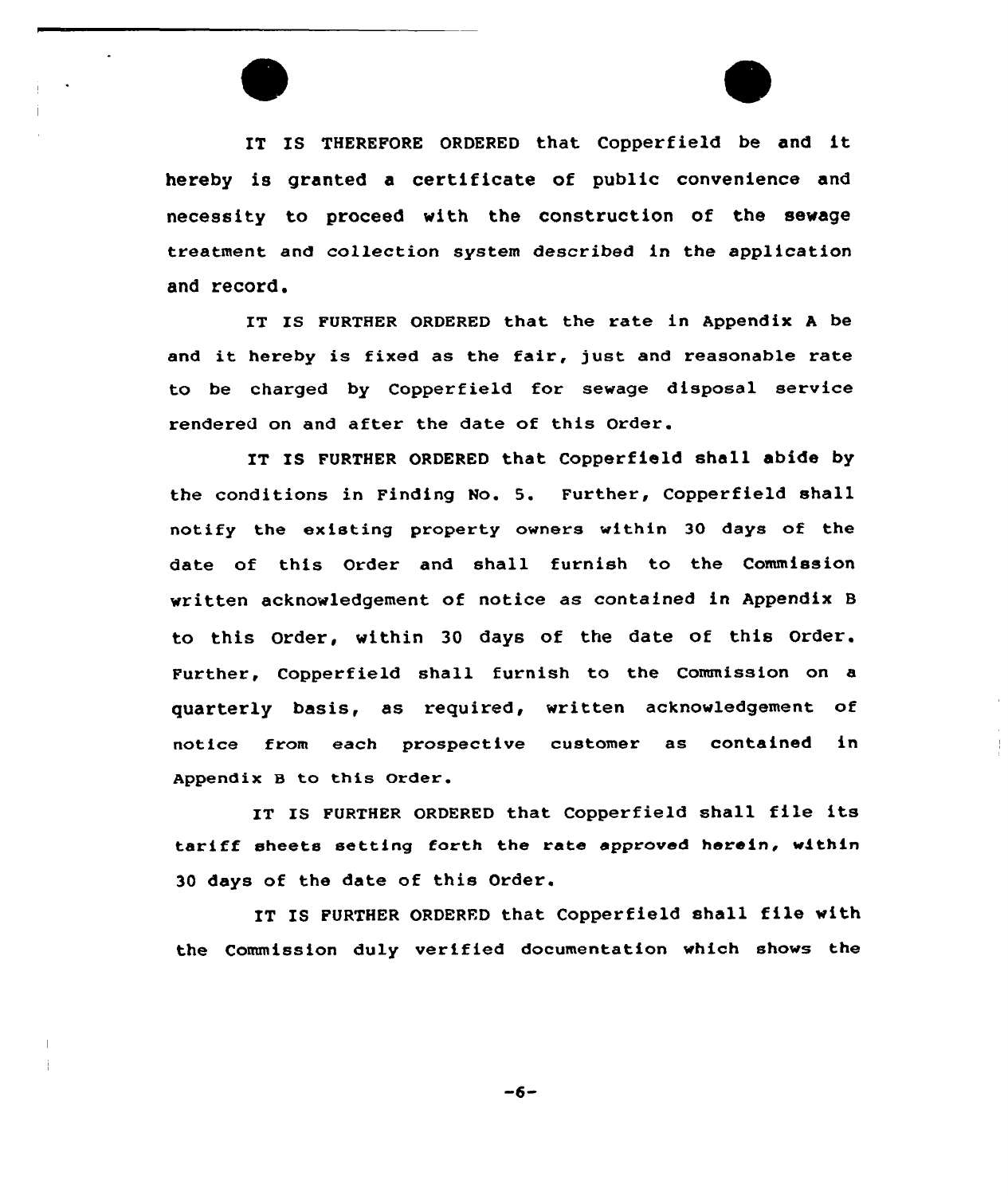IT IS THEREFORE ORDERED that Copperfield be and it hereby is granted a certificate of public convenience and necessity to proceed with the construction of the sewage treatment and collection system described in the application and record.

IT IS FURTHER ORDERED that the rate in Appendix A be and it hereby is fixed as the fair, just and reasonable rate to be charged by Copperfield for sewage disposal service rendered on and after the date of this Order.

IT IS FURTHER ORDERED that Copperfield shall abide by the conditions in Finding No. 5. Further, Copperfield shall notify the existing property owners within 30 days of the date of this Order and shall furnish to the Commission written acknowledgement of notice as contained in Appendix B to this Order, within 30 days of the date of this Order. Further, Copperfield shall furnish to the Commission on a quarterly basis, as required, written acknowledgement of notice from each prospective customer as contained in Appendix B to this Order.

IT IS FURTHER ORDERED that Copperfield shall file its tariff sheets setting forth the rate approved herein, within 30 days of the date of this Order.

IT IS FURTHER ORDERED that Copperfield shall file with the Commission duly verified documentation which shows the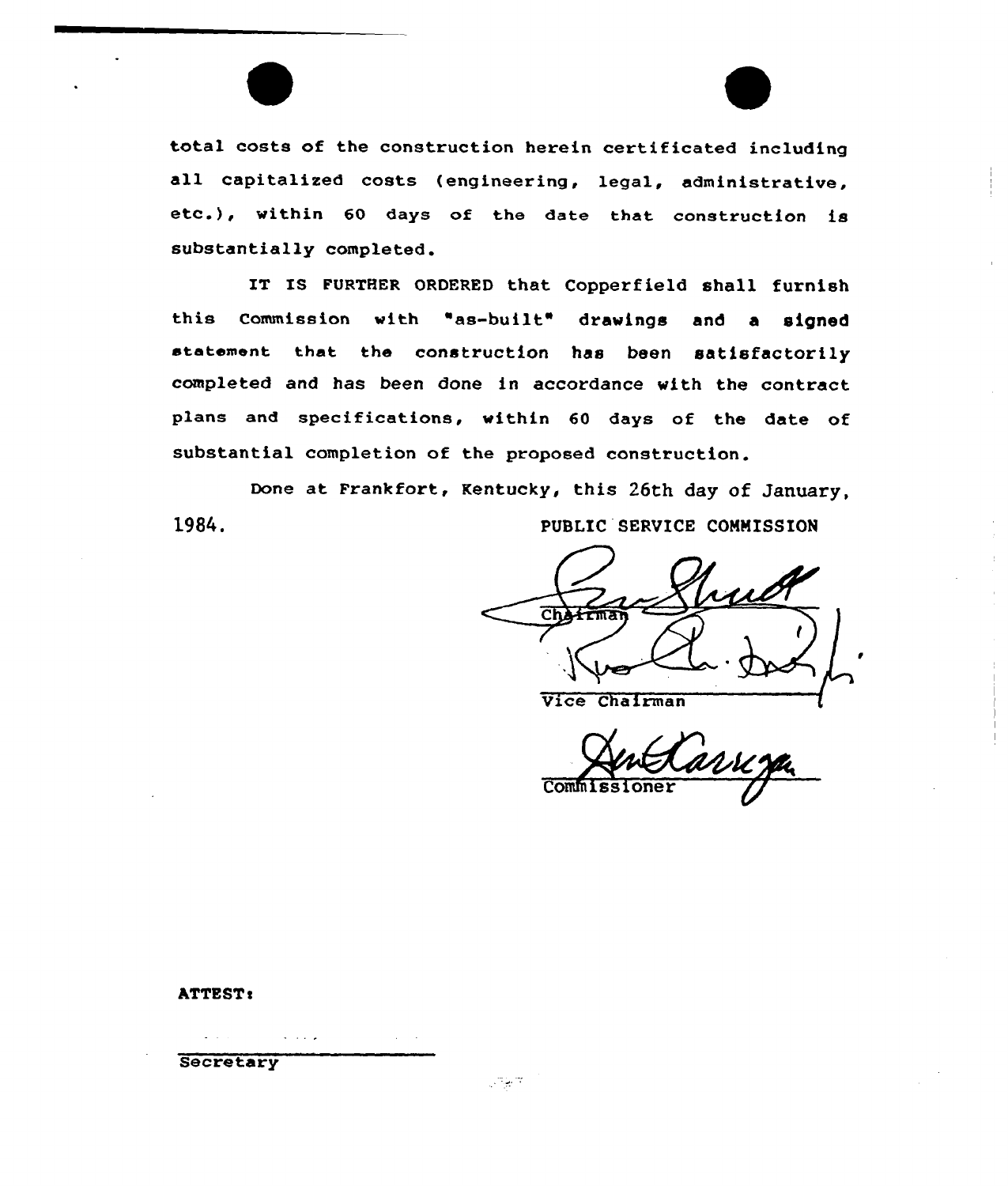total costs of the construction herein certificated including all capitalized costs (engineering, legal, administrative, etc.), within 60 days of the date that construction is substantially completed.

IT IS FURTHER ORDERED that Copperfield shall furnish this Commission with "as-built" drawings and a signed statement that the construction has been satisfactorily completed and has been done in accordance with the contract plans and specifications, within 60 days of the date of substantial completion of the proposed construction.

Done at Frankfort, Kentucky, this 26th day of January, 1984.

PUBLIC SERVICE COMMISSION

Chairman

Vice Chairman

Commissioner

ATTEST:

Secretary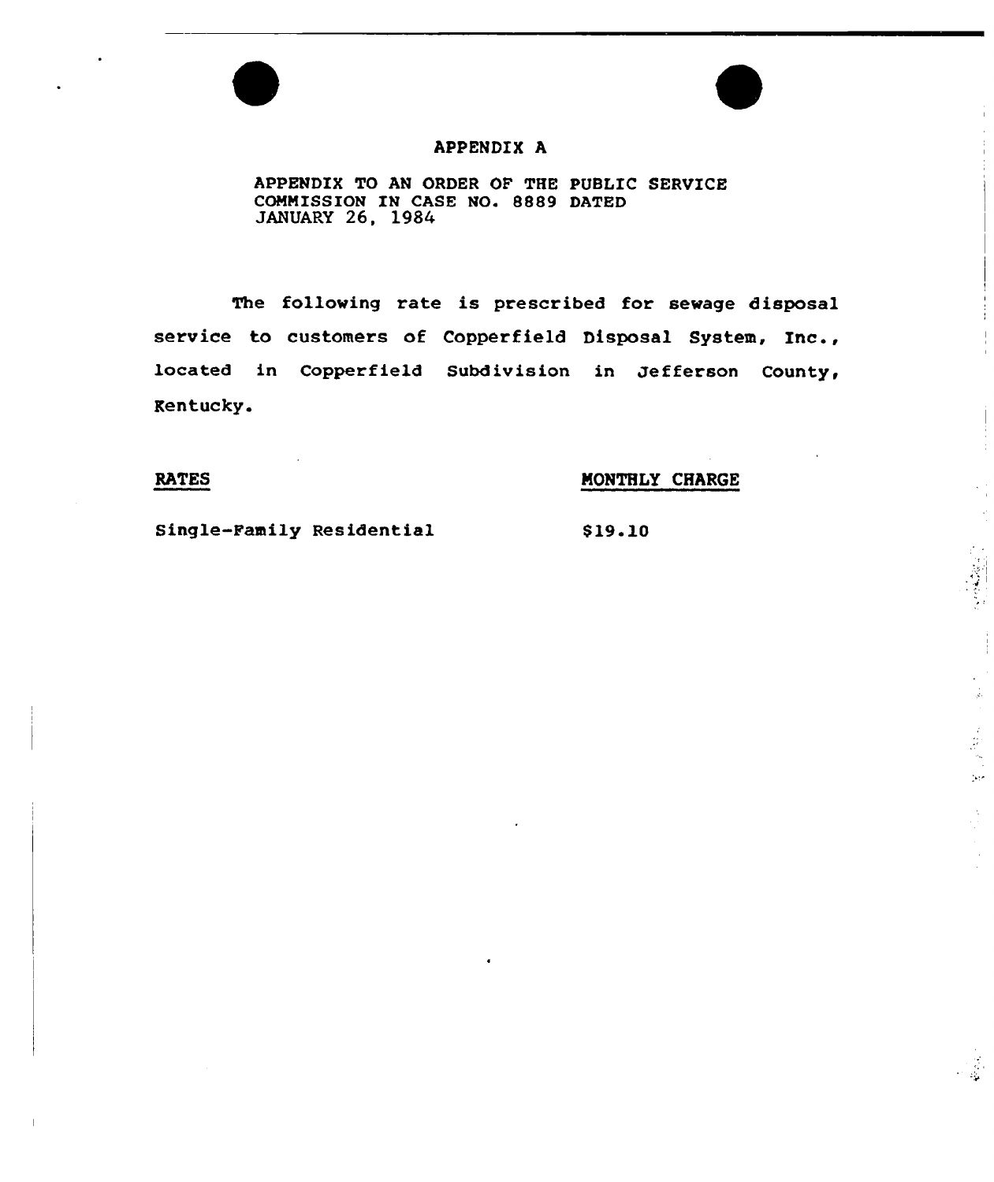# APPENDIX A

APPENDIX TO AN ORDER OF THE PUBLIC SERVICE COMMISSION IN CASE NO. 8889 DATED JANUARY 26, 1984

The following rate is prescribed for sewage disposal service to customers of Copperfield Disposal System, Inc., located in Copperfield Subdivision in Jefferson County, Kentucky.

| RATES | MONTHLY CHARGE |
| --- | --- |
| Single-Family Residential | $19.10 |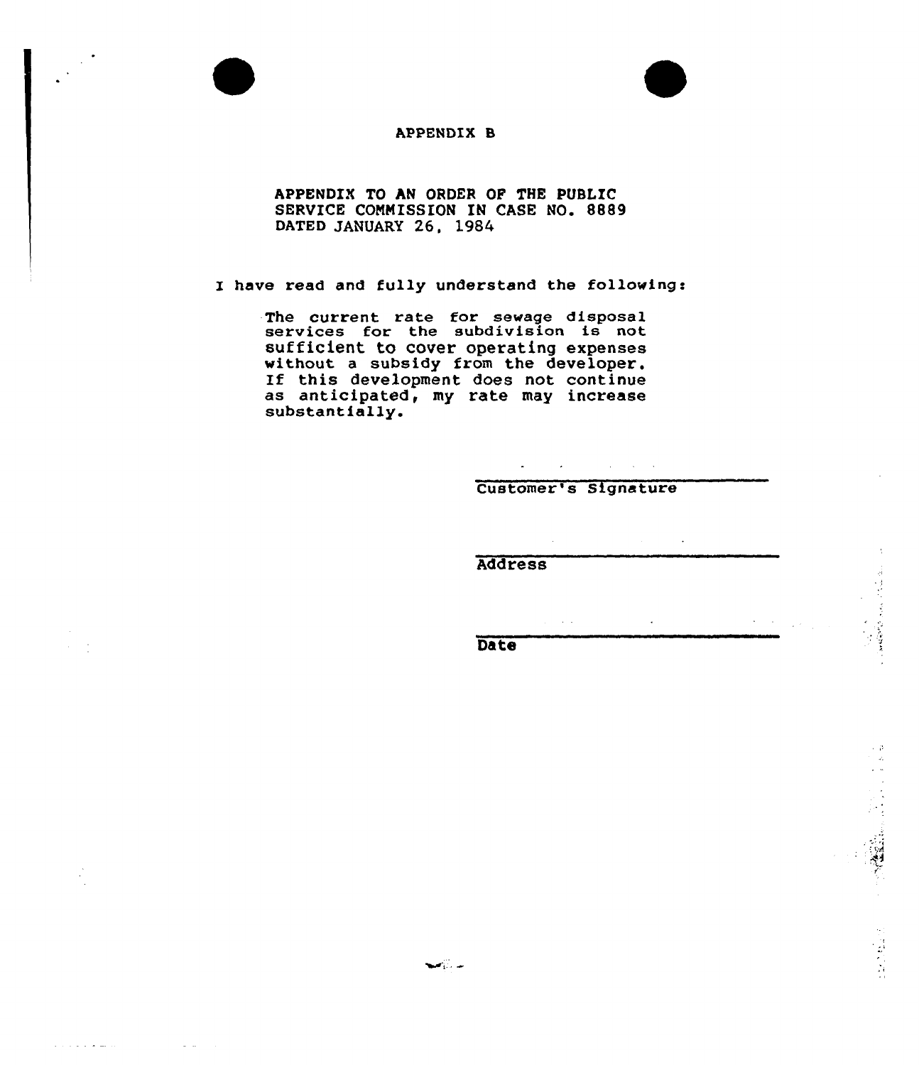# APPENDIX B

APPENDIX TO AN ORDER OF THE PUBLIC SERVICE COMMISSION IN CASE NO. 8889 DATED JANUARY 26, 1984

I have read and fully understand the following:

> The current rate for sewage disposal services for the subdivision is not sufficient to cover operating expenses without a subsidy from the developer. If this development does not continue as anticipated, my rate may increase substantially.

______________________________
Customer's Signature

______________________________
Address

______________________________
Date